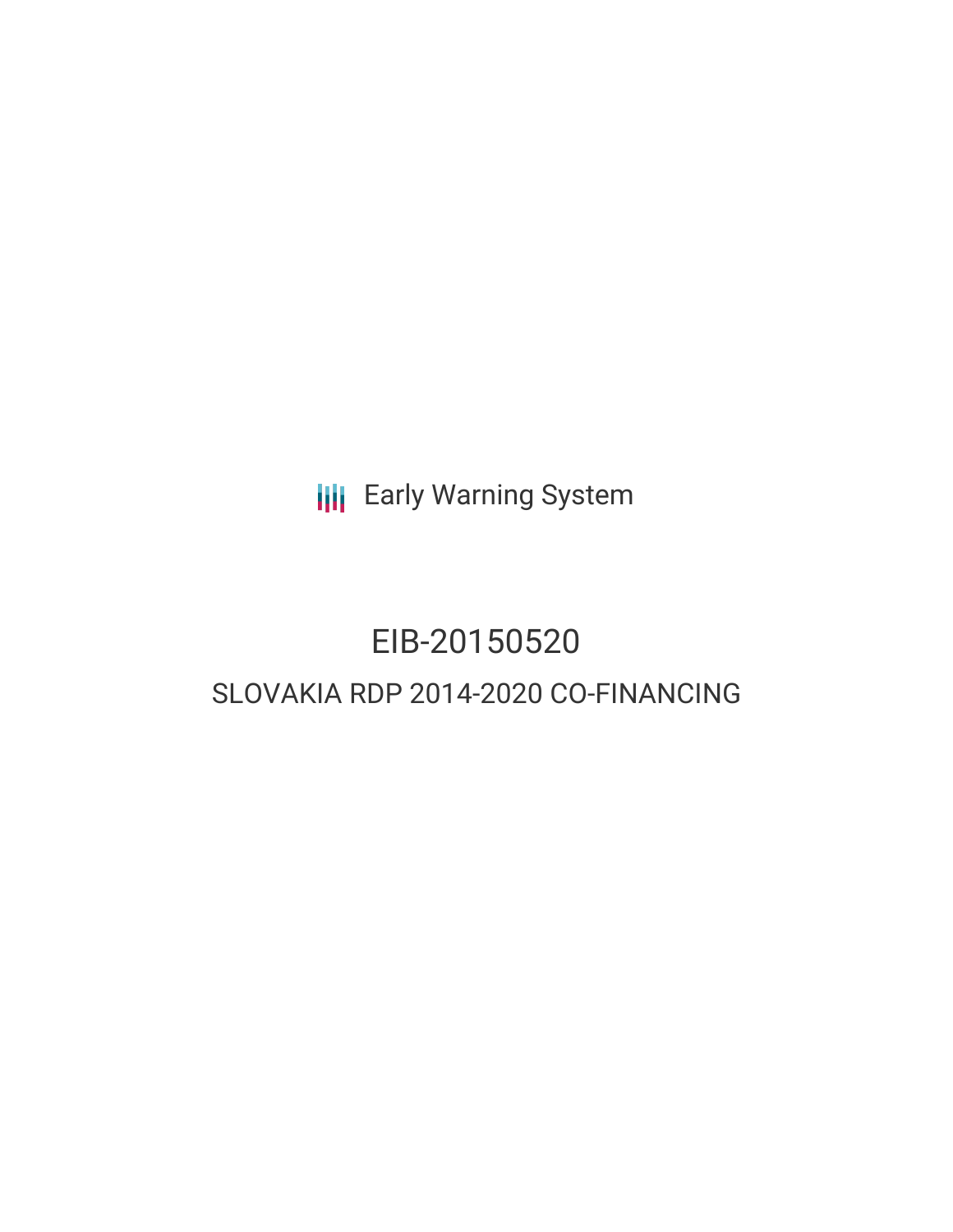Early Warning System

# EIB-20150520

## SLOVAKIA RDP 2014-2020 CO-FINANCING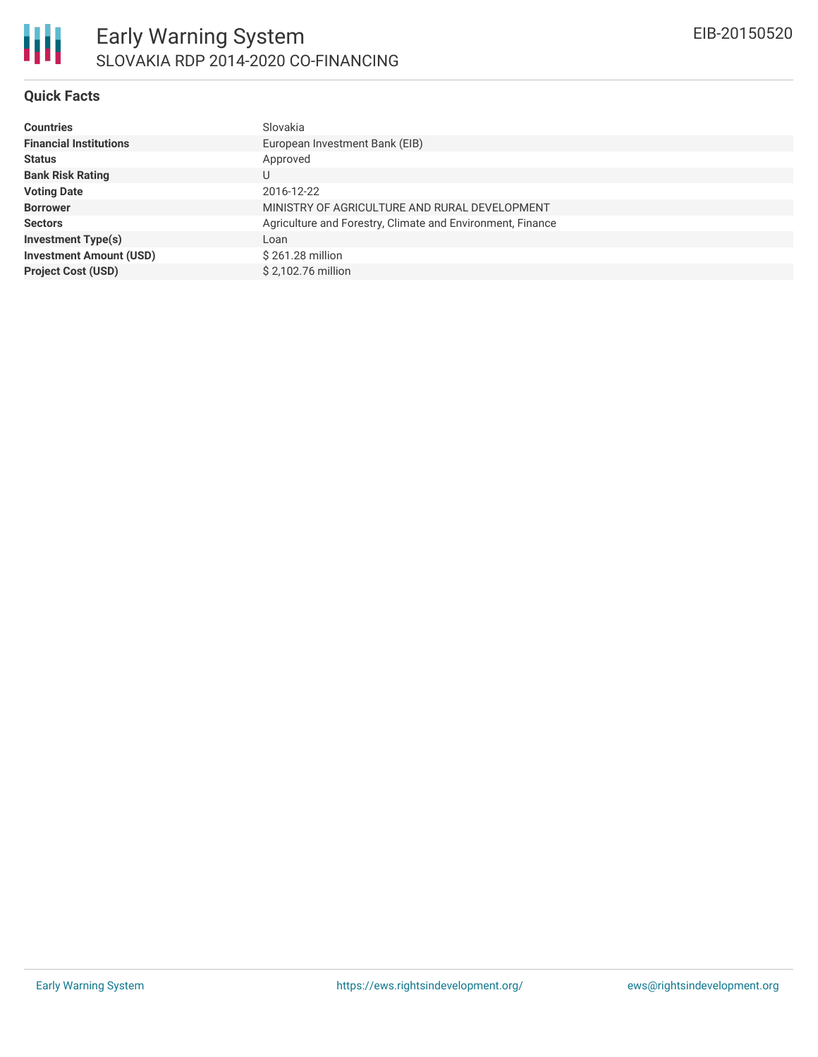# Early Warning System

## SLOVAKIA RDP 2014-2020 CO-FINANCING

EIB-20150520

### Quick Facts

| | |
|---|---|
| **Countries** | Slovakia |
| **Financial Institutions** | European Investment Bank (EIB) |
| **Status** | Approved |
| **Bank Risk Rating** | U |
| **Voting Date** | 2016-12-22 |
| **Borrower** | MINISTRY OF AGRICULTURE AND RURAL DEVELOPMENT |
| **Sectors** | Agriculture and Forestry, Climate and Environment, Finance |
| **Investment Type(s)** | Loan |
| **Investment Amount (USD)** | $ 261.28 million |
| **Project Cost (USD)** | $ 2,102.76 million |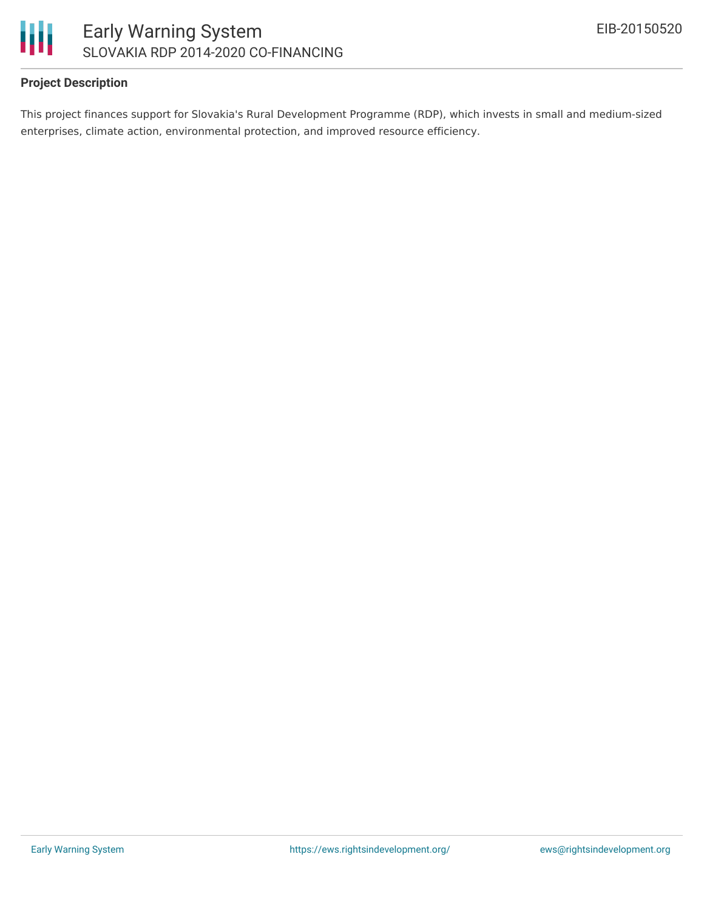### Project Description

This project finances support for Slovakia's Rural Development Programme (RDP), which invests in small and medium-sized enterprises, climate action, environmental protection, and improved resource efficiency.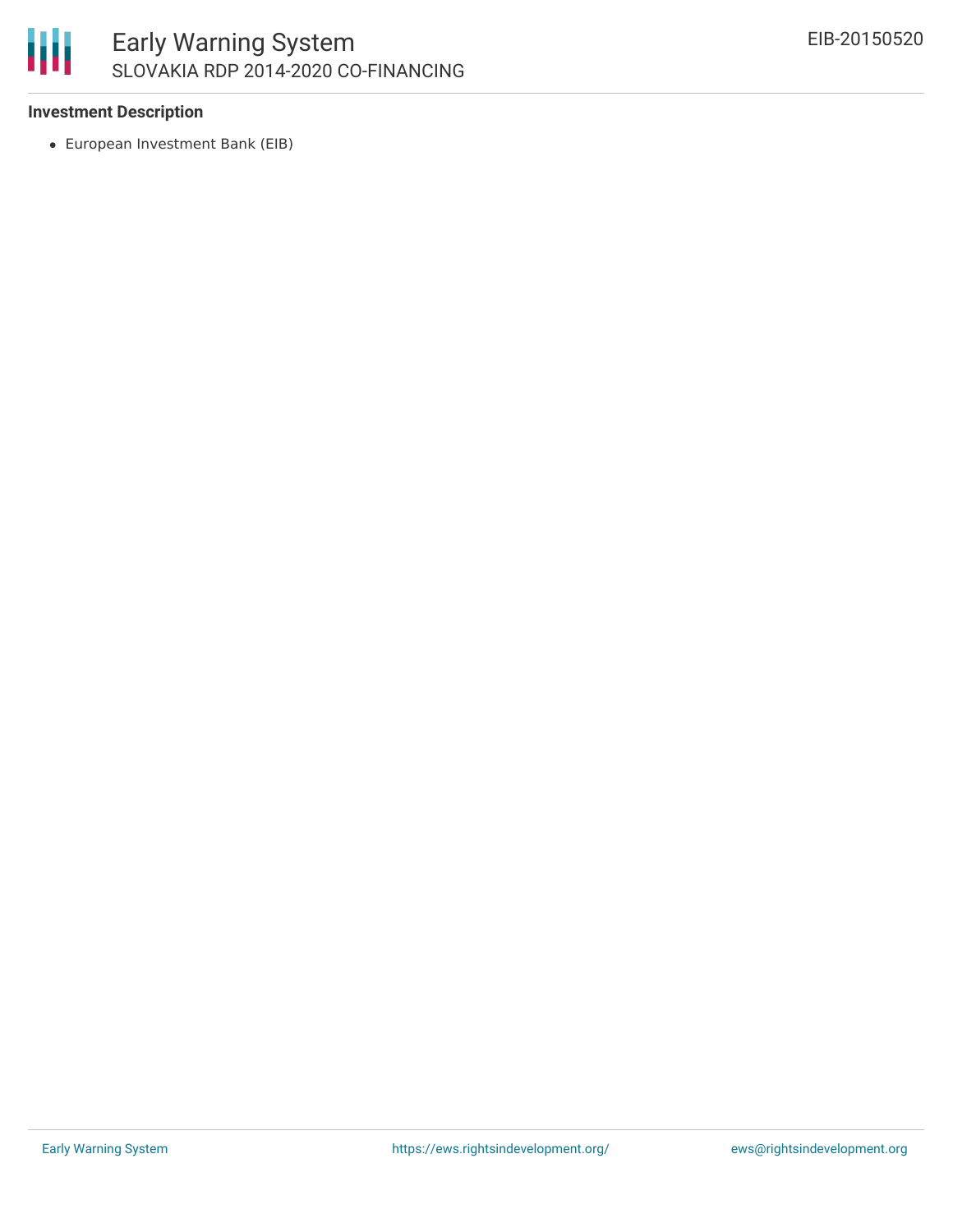### Investment Description

- European Investment Bank (EIB)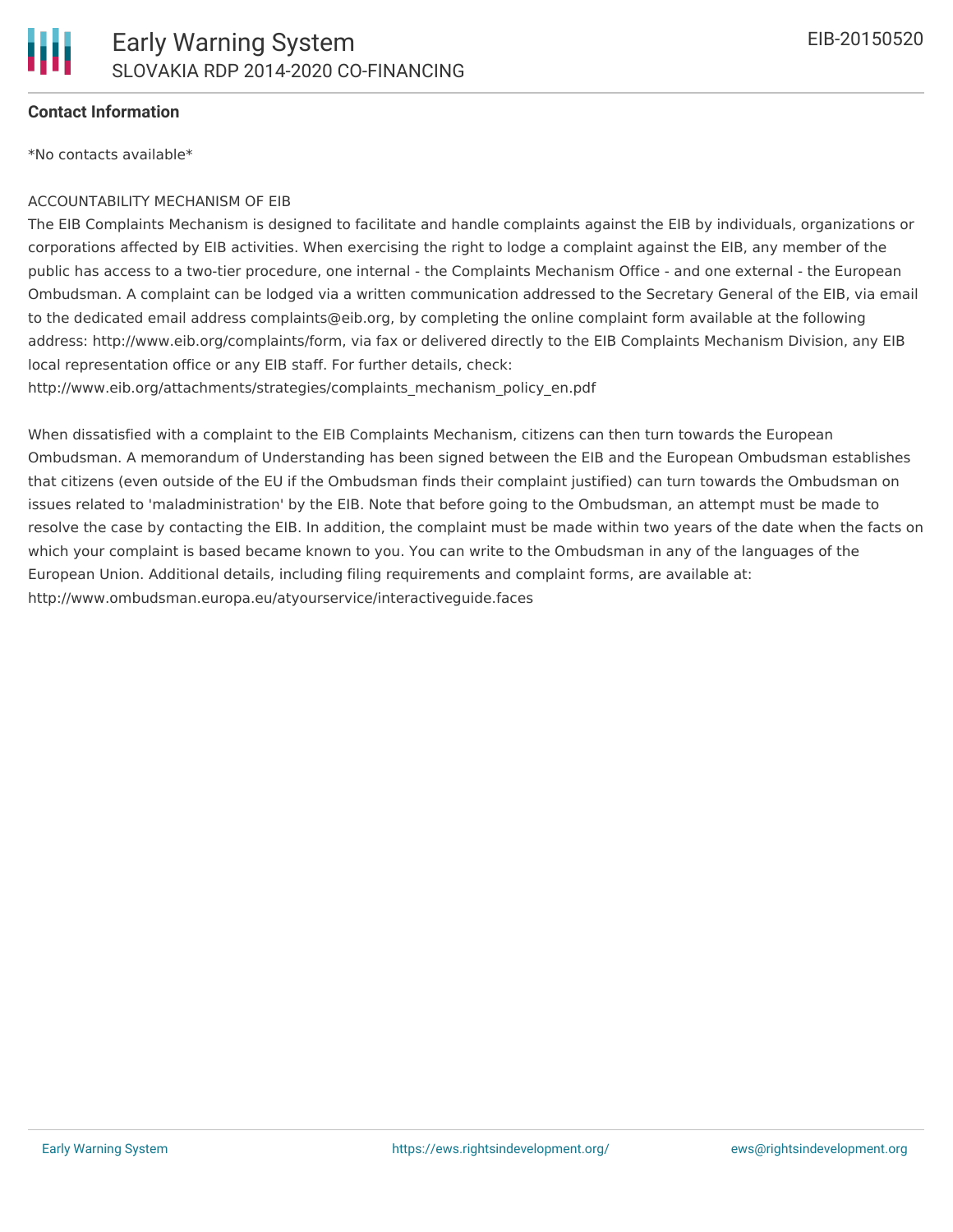**Contact Information**

*No contacts available*

ACCOUNTABILITY MECHANISM OF EIB

The EIB Complaints Mechanism is designed to facilitate and handle complaints against the EIB by individuals, organizations or corporations affected by EIB activities. When exercising the right to lodge a complaint against the EIB, any member of the public has access to a two-tier procedure, one internal - the Complaints Mechanism Office - and one external - the European Ombudsman. A complaint can be lodged via a written communication addressed to the Secretary General of the EIB, via email to the dedicated email address complaints@eib.org, by completing the online complaint form available at the following address: http://www.eib.org/complaints/form, via fax or delivered directly to the EIB Complaints Mechanism Division, any EIB local representation office or any EIB staff. For further details, check: http://www.eib.org/attachments/strategies/complaints_mechanism_policy_en.pdf

When dissatisfied with a complaint to the EIB Complaints Mechanism, citizens can then turn towards the European Ombudsman. A memorandum of Understanding has been signed between the EIB and the European Ombudsman establishes that citizens (even outside of the EU if the Ombudsman finds their complaint justified) can turn towards the Ombudsman on issues related to 'maladministration' by the EIB. Note that before going to the Ombudsman, an attempt must be made to resolve the case by contacting the EIB. In addition, the complaint must be made within two years of the date when the facts on which your complaint is based became known to you. You can write to the Ombudsman in any of the languages of the European Union. Additional details, including filing requirements and complaint forms, are available at: http://www.ombudsman.europa.eu/atyourservice/interactiveguide.faces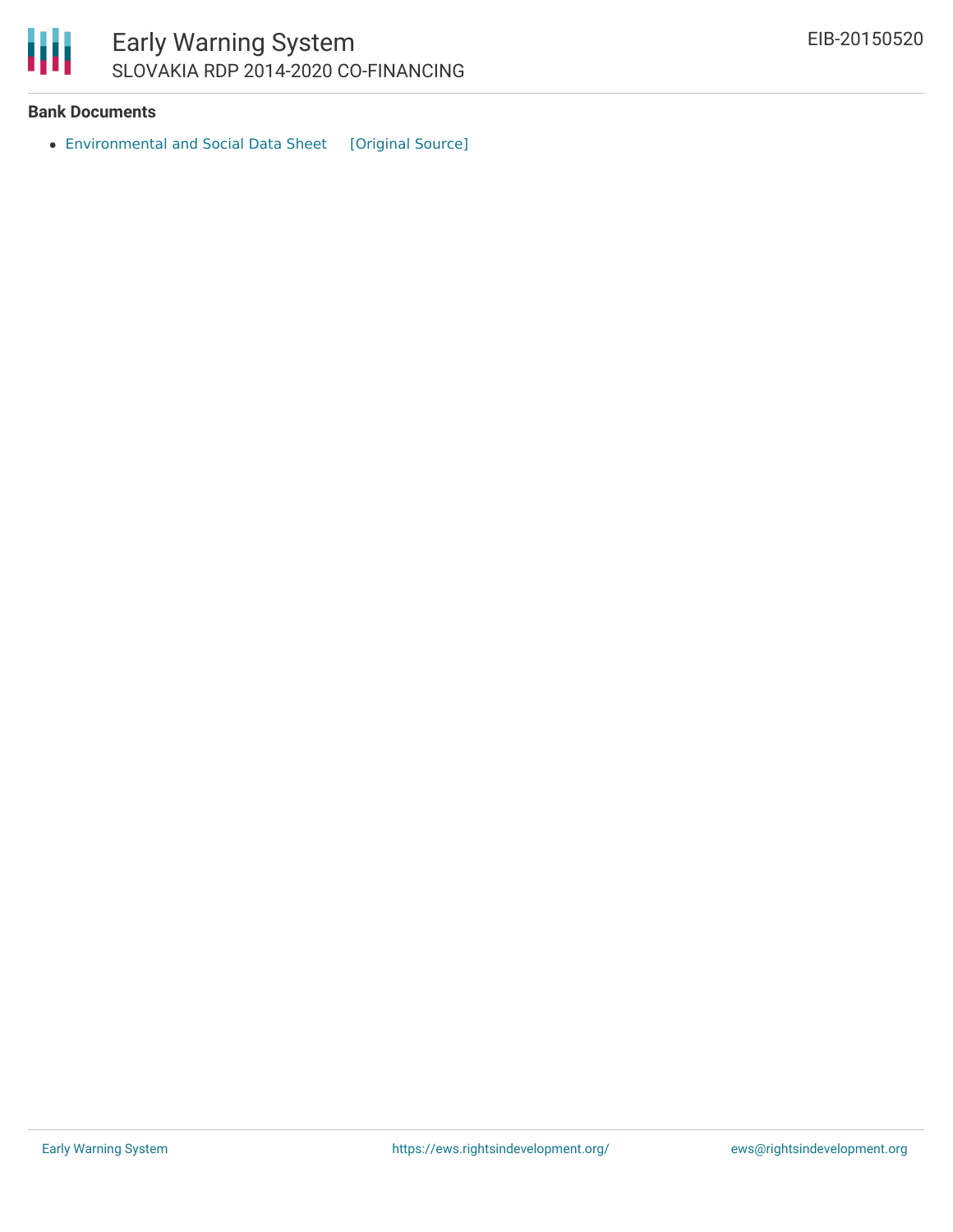**Bank Documents**

- Environmental and Social Data Sheet [Original Source]